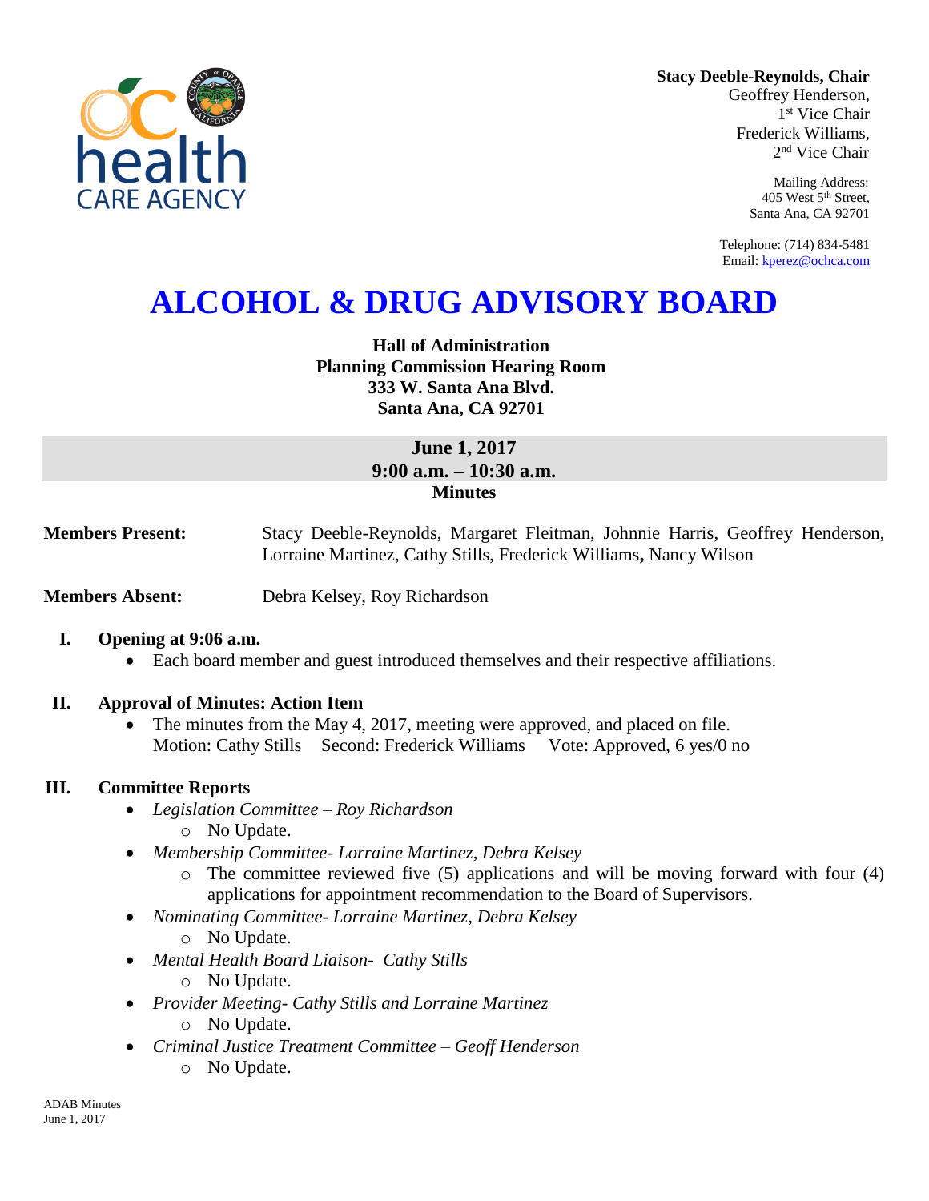**Stacy Deeble-Reynolds, Chair**
Geoffrey Henderson,
1st Vice Chair
Frederick Williams,
2nd Vice Chair

Mailing Address:
405 West 5th Street,
Santa Ana, CA 92701

Telephone: (714) 834-5481
Email: kperez@ochca.com

# ALCOHOL & DRUG ADVISORY BOARD

**Hall of Administration**
**Planning Commission Hearing Room**
**333 W. Santa Ana Blvd.**
**Santa Ana, CA 92701**

**June 1, 2017**
**9:00 a.m. – 10:30 a.m.**
**Minutes**

**Members Present:** Stacy Deeble-Reynolds, Margaret Fleitman, Johnnie Harris, Geoffrey Henderson, Lorraine Martinez, Cathy Stills, Frederick Williams**,** Nancy Wilson

**Members Absent:** Debra Kelsey, Roy Richardson

**I. Opening at 9:06 a.m.**

- Each board member and guest introduced themselves and their respective affiliations.

**II. Approval of Minutes: Action Item**

- The minutes from the May 4, 2017, meeting were approved, and placed on file.
  Motion: Cathy Stills Second: Frederick Williams Vote: Approved, 6 yes/0 no

**III. Committee Reports**

- *Legislation Committee – Roy Richardson*
  - No Update.
- *Membership Committee- Lorraine Martinez, Debra Kelsey*
  - The committee reviewed five (5) applications and will be moving forward with four (4) applications for appointment recommendation to the Board of Supervisors.
- *Nominating Committee- Lorraine Martinez, Debra Kelsey*
  - No Update.
- *Mental Health Board Liaison- Cathy Stills*
  - No Update.
- *Provider Meeting- Cathy Stills and Lorraine Martinez*
  - No Update.
- *Criminal Justice Treatment Committee – Geoff Henderson*
  - No Update.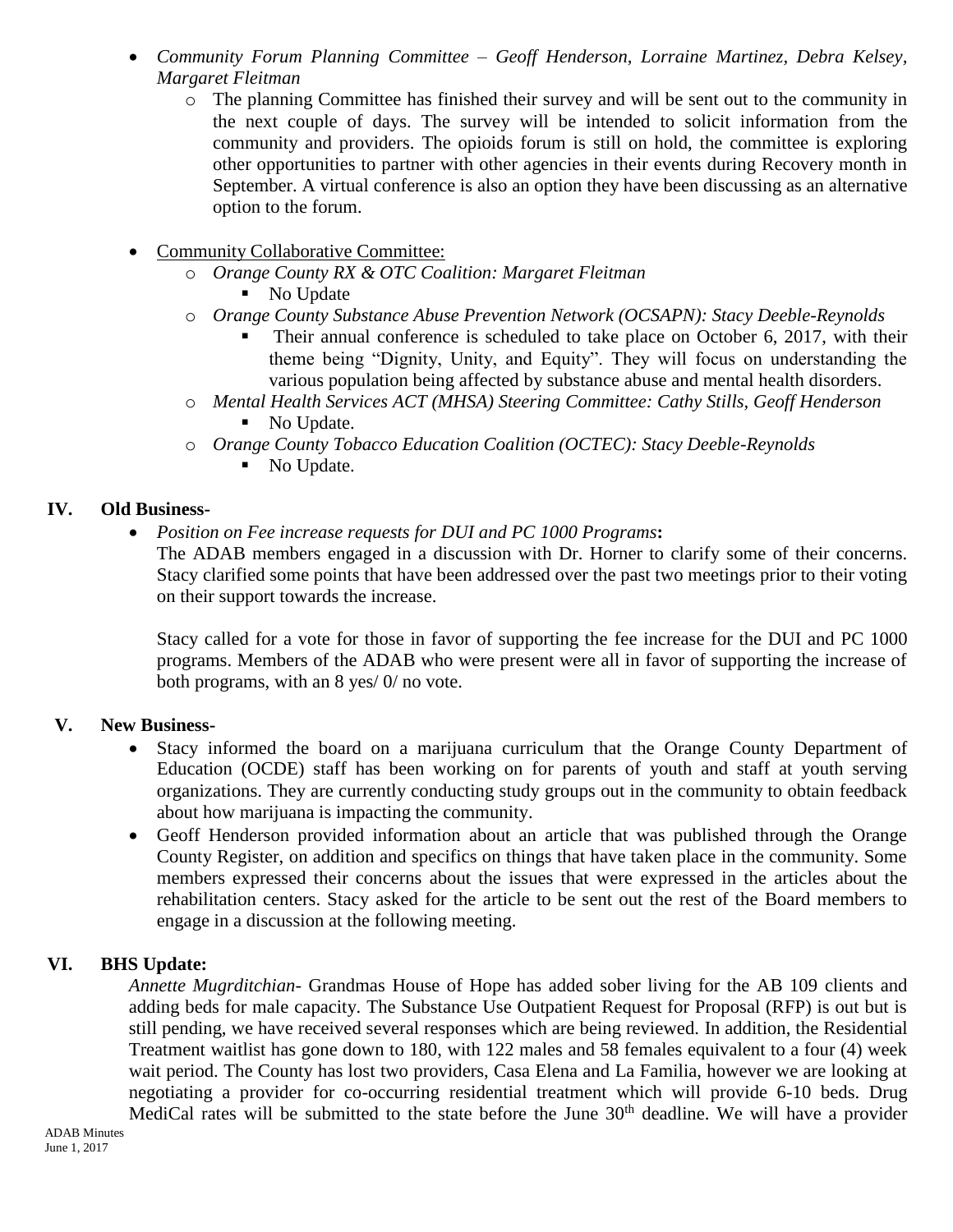- *Community Forum Planning Committee – Geoff Henderson, Lorraine Martinez, Debra Kelsey, Margaret Fleitman*
    - The planning Committee has finished their survey and will be sent out to the community in the next couple of days. The survey will be intended to solicit information from the community and providers. The opioids forum is still on hold, the committee is exploring other opportunities to partner with other agencies in their events during Recovery month in September. A virtual conference is also an option they have been discussing as an alternative option to the forum.

- Community Collaborative Committee:
    - *Orange County RX & OTC Coalition: Margaret Fleitman*
        - No Update
    - *Orange County Substance Abuse Prevention Network (OCSAPN): Stacy Deeble-Reynolds*
        - Their annual conference is scheduled to take place on October 6, 2017, with their theme being "Dignity, Unity, and Equity". They will focus on understanding the various population being affected by substance abuse and mental health disorders.
    - *Mental Health Services ACT (MHSA) Steering Committee: Cathy Stills, Geoff Henderson*
        - No Update.
    - *Orange County Tobacco Education Coalition (OCTEC): Stacy Deeble-Reynolds*
        - No Update.

## IV. Old Business-

- *Position on Fee increase requests for DUI and PC 1000 Programs***:**
  The ADAB members engaged in a discussion with Dr. Horner to clarify some of their concerns. Stacy clarified some points that have been addressed over the past two meetings prior to their voting on their support towards the increase.

  Stacy called for a vote for those in favor of supporting the fee increase for the DUI and PC 1000 programs. Members of the ADAB who were present were all in favor of supporting the increase of both programs, with an 8 yes/ 0/ no vote.

## V. New Business-

- Stacy informed the board on a marijuana curriculum that the Orange County Department of Education (OCDE) staff has been working on for parents of youth and staff at youth serving organizations. They are currently conducting study groups out in the community to obtain feedback about how marijuana is impacting the community.
- Geoff Henderson provided information about an article that was published through the Orange County Register, on addition and specifics on things that have taken place in the community. Some members expressed their concerns about the issues that were expressed in the articles about the rehabilitation centers. Stacy asked for the article to be sent out the rest of the Board members to engage in a discussion at the following meeting.

## VI. BHS Update:

*Annette Mugrditchian*- Grandmas House of Hope has added sober living for the AB 109 clients and adding beds for male capacity. The Substance Use Outpatient Request for Proposal (RFP) is out but is still pending, we have received several responses which are being reviewed. In addition, the Residential Treatment waitlist has gone down to 180, with 122 males and 58 females equivalent to a four (4) week wait period. The County has lost two providers, Casa Elena and La Familia, however we are looking at negotiating a provider for co-occurring residential treatment which will provide 6-10 beds. Drug MediCal rates will be submitted to the state before the June 30th deadline. We will have a provider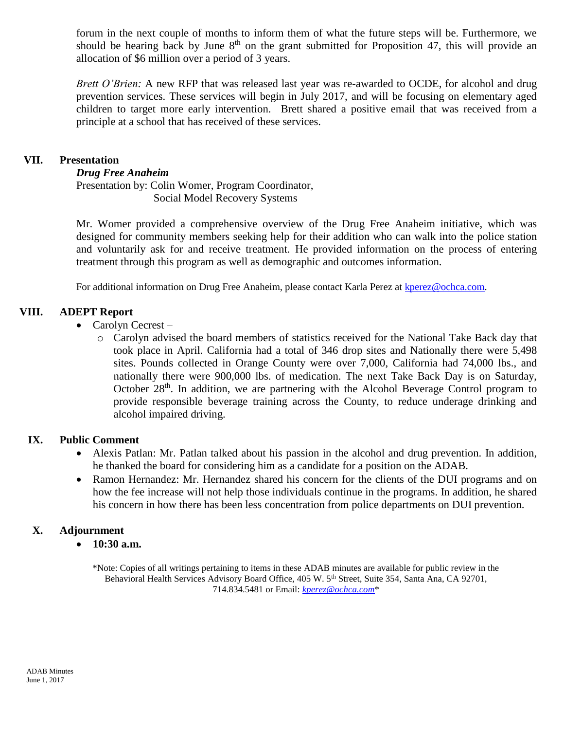forum in the next couple of months to inform them of what the future steps will be. Furthermore, we should be hearing back by June 8th on the grant submitted for Proposition 47, this will provide an allocation of $6 million over a period of 3 years.

*Brett O'Brien:* A new RFP that was released last year was re-awarded to OCDE, for alcohol and drug prevention services. These services will begin in July 2017, and will be focusing on elementary aged children to target more early intervention. Brett shared a positive email that was received from a principle at a school that has received of these services.

## VII. Presentation

***Drug Free Anaheim***

Presentation by: Colin Womer, Program Coordinator,
Social Model Recovery Systems

Mr. Womer provided a comprehensive overview of the Drug Free Anaheim initiative, which was designed for community members seeking help for their addition who can walk into the police station and voluntarily ask for and receive treatment. He provided information on the process of entering treatment through this program as well as demographic and outcomes information.

For additional information on Drug Free Anaheim, please contact Karla Perez at kperez@ochca.com.

## VIII. ADEPT Report

- Carolyn Cecrest –
  - Carolyn advised the board members of statistics received for the National Take Back day that took place in April. California had a total of 346 drop sites and Nationally there were 5,498 sites. Pounds collected in Orange County were over 7,000, California had 74,000 lbs., and nationally there were 900,000 lbs. of medication. The next Take Back Day is on Saturday, October 28th. In addition, we are partnering with the Alcohol Beverage Control program to provide responsible beverage training across the County, to reduce underage drinking and alcohol impaired driving.

## IX. Public Comment

- Alexis Patlan: Mr. Patlan talked about his passion in the alcohol and drug prevention. In addition, he thanked the board for considering him as a candidate for a position on the ADAB.
- Ramon Hernandez: Mr. Hernandez shared his concern for the clients of the DUI programs and on how the fee increase will not help those individuals continue in the programs. In addition, he shared his concern in how there has been less concentration from police departments on DUI prevention.

## X. Adjournment

- **10:30 a.m.**

*Note: Copies of all writings pertaining to items in these ADAB minutes are available for public review in the Behavioral Health Services Advisory Board Office, 405 W. 5th Street, Suite 354, Santa Ana, CA 92701, 714.834.5481 or Email: *kperez@ochca.com**

ADAB Minutes
June 1, 2017